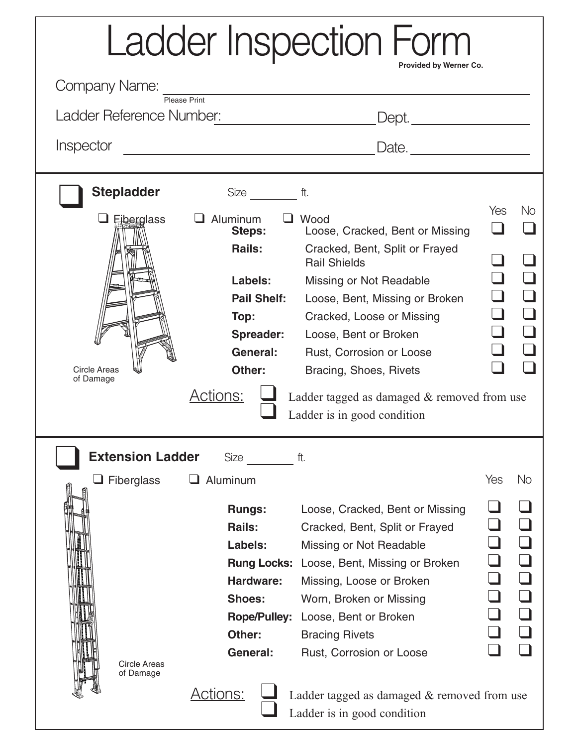# Ladder Inspection Form

**Provided by Werner Co.**

Company Name: ______________________________
Please Print

Ladder Reference Number: ____________________ Dept. ____________

Inspector ______________________________ Date. ____________

---

## ☐ Stepladder

Size ________ ft.

☐ Fiberglass ☐ Aluminum ☐ Wood

| | | Yes | No |
|---|---|---|---|
| **Steps:** | Loose, Cracked, Bent or Missing | ☐ | ☐ |
| **Rails:** | Cracked, Bent, Split or Frayed Rail Shields | ☐ | ☐ |
| **Labels:** | Missing or Not Readable | ☐ | ☐ |
| **Pail Shelf:** | Loose, Bent, Missing or Broken | ☐ | ☐ |
| **Top:** | Cracked, Loose or Missing | ☐ | ☐ |
| **Spreader:** | Loose, Bent or Broken | ☐ | ☐ |
| **General:** | Rust, Corrosion or Loose | ☐ | ☐ |
| **Other:** | Bracing, Shoes, Rivets | ☐ | ☐ |

Circle Areas of Damage

Actions:
- ☐ Ladder tagged as damaged & removed from use
- ☐ Ladder is in good condition

---

## ☐ Extension Ladder

Size ________ ft.

☐ Fiberglass ☐ Aluminum

| | | Yes | No |
|---|---|---|---|
| **Rungs:** | Loose, Cracked, Bent or Missing | ☐ | ☐ |
| **Rails:** | Cracked, Bent, Split or Frayed | ☐ | ☐ |
| **Labels:** | Missing or Not Readable | ☐ | ☐ |
| **Rung Locks:** | Loose, Bent, Missing or Broken | ☐ | ☐ |
| **Hardware:** | Missing, Loose or Broken | ☐ | ☐ |
| **Shoes:** | Worn, Broken or Missing | ☐ | ☐ |
| **Rope/Pulley:** | Loose, Bent or Broken | ☐ | ☐ |
| **Other:** | Bracing Rivets | ☐ | ☐ |
| **General:** | Rust, Corrosion or Loose | ☐ | ☐ |

Circle Areas of Damage

Actions:
- ☐ Ladder tagged as damaged & removed from use
- ☐ Ladder is in good condition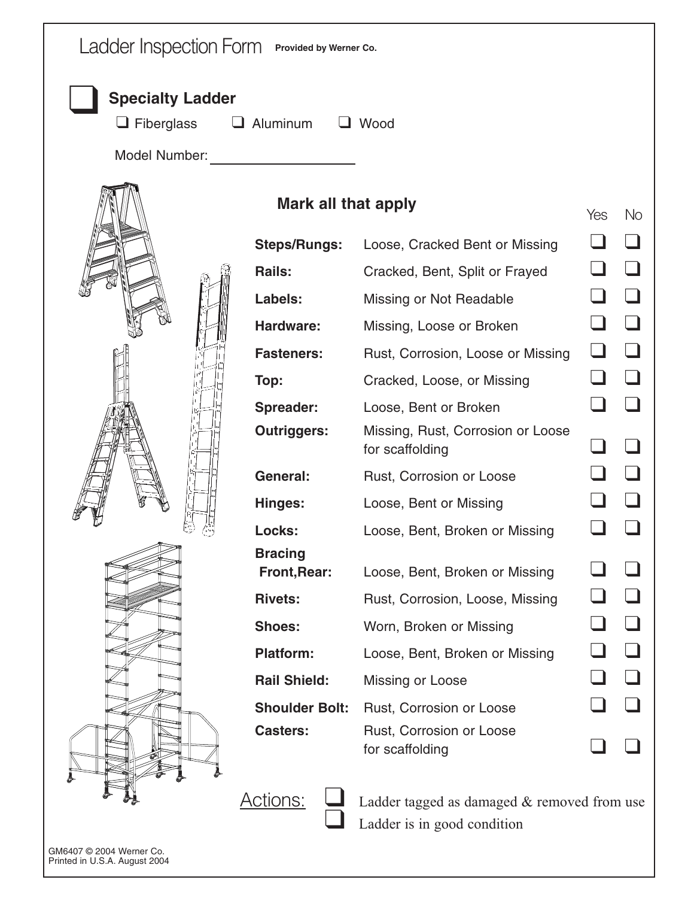# Ladder Inspection Form

**Provided by Werner Co.**

❑ **Specialty Ladder**

❑ Fiberglass ❑ Aluminum ❑ Wood

Model Number: ____________________

**Mark all that apply**

| | | Yes | No |
|---|---|---|---|
| **Steps/Rungs:** | Loose, Cracked Bent or Missing | ❑ | ❑ |
| **Rails:** | Cracked, Bent, Split or Frayed | ❑ | ❑ |
| **Labels:** | Missing or Not Readable | ❑ | ❑ |
| **Hardware:** | Missing, Loose or Broken | ❑ | ❑ |
| **Fasteners:** | Rust, Corrosion, Loose or Missing | ❑ | ❑ |
| **Top:** | Cracked, Loose, or Missing | ❑ | ❑ |
| **Spreader:** | Loose, Bent or Broken | ❑ | ❑ |
| **Outriggers:** | Missing, Rust, Corrosion or Loose for scaffolding | ❑ | ❑ |
| **General:** | Rust, Corrosion or Loose | ❑ | ❑ |
| **Hinges:** | Loose, Bent or Missing | ❑ | ❑ |
| **Locks:** | Loose, Bent, Broken or Missing | ❑ | ❑ |
| **Bracing Front,Rear:** | Loose, Bent, Broken or Missing | ❑ | ❑ |
| **Rivets:** | Rust, Corrosion, Loose, Missing | ❑ | ❑ |
| **Shoes:** | Worn, Broken or Missing | ❑ | ❑ |
| **Platform:** | Loose, Bent, Broken or Missing | ❑ | ❑ |
| **Rail Shield:** | Missing or Loose | ❑ | ❑ |
| **Shoulder Bolt:** | Rust, Corrosion or Loose | ❑ | ❑ |
| **Casters:** | Rust, Corrosion or Loose for scaffolding | ❑ | ❑ |

Actions:

❑ Ladder tagged as damaged & removed from use

❑ Ladder is in good condition

GM6407 © 2004 Werner Co.
Printed in U.S.A. August 2004